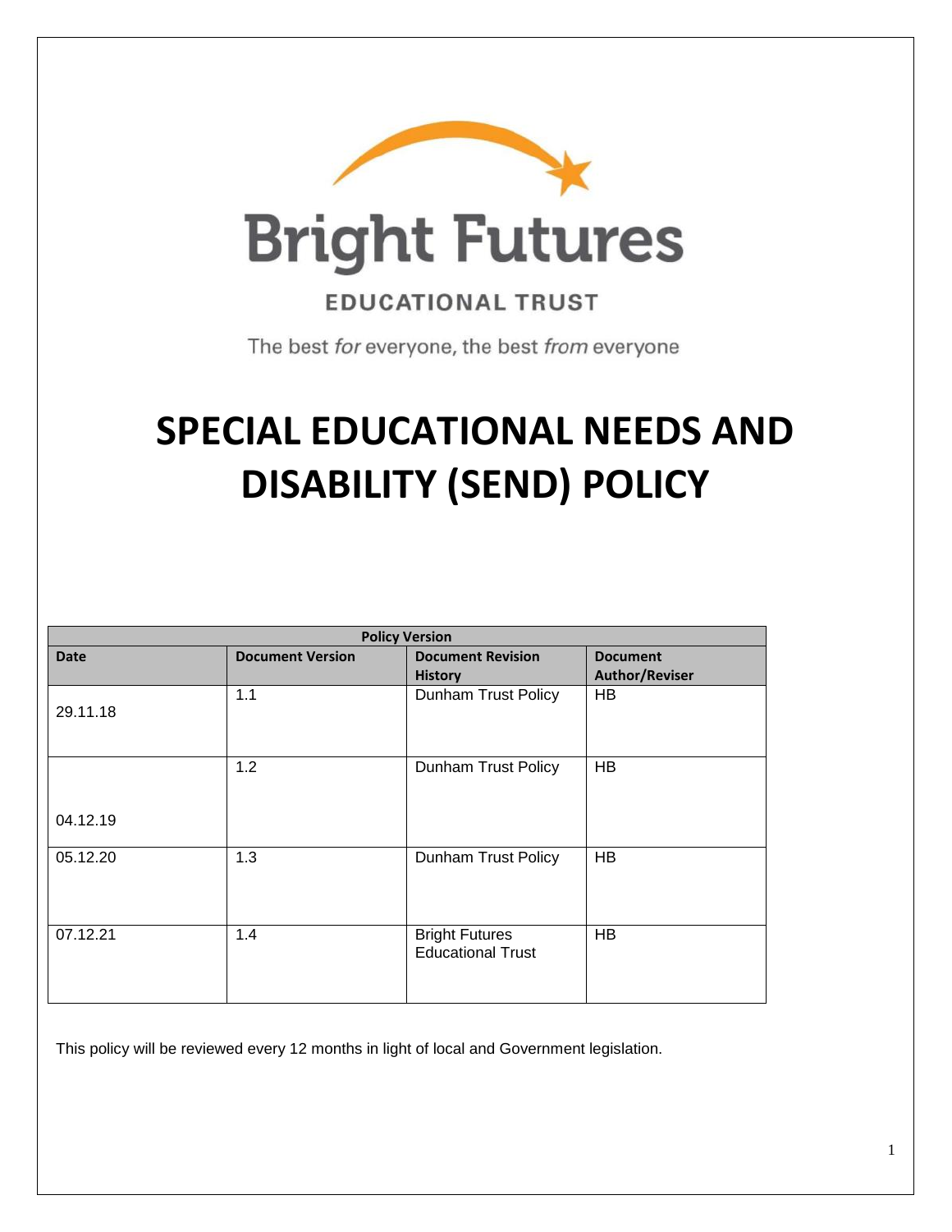Bright Futures

EDUCATIONAL TRUST

The best *for* everyone, the best *from* everyone

# SPECIAL EDUCATIONAL NEEDS AND DISABILITY (SEND) POLICY

| Policy Version | | | |
|---|---|---|---|
| **Date** | **Document Version** | **Document Revision History** | **Document Author/Reviser** |
| 29.11.18 | 1.1 | Dunham Trust Policy | HB |
| 04.12.19 | 1.2 | Dunham Trust Policy | HB |
| 05.12.20 | 1.3 | Dunham Trust Policy | HB |
| 07.12.21 | 1.4 | Bright Futures Educational Trust | HB |

This policy will be reviewed every 12 months in light of local and Government legislation.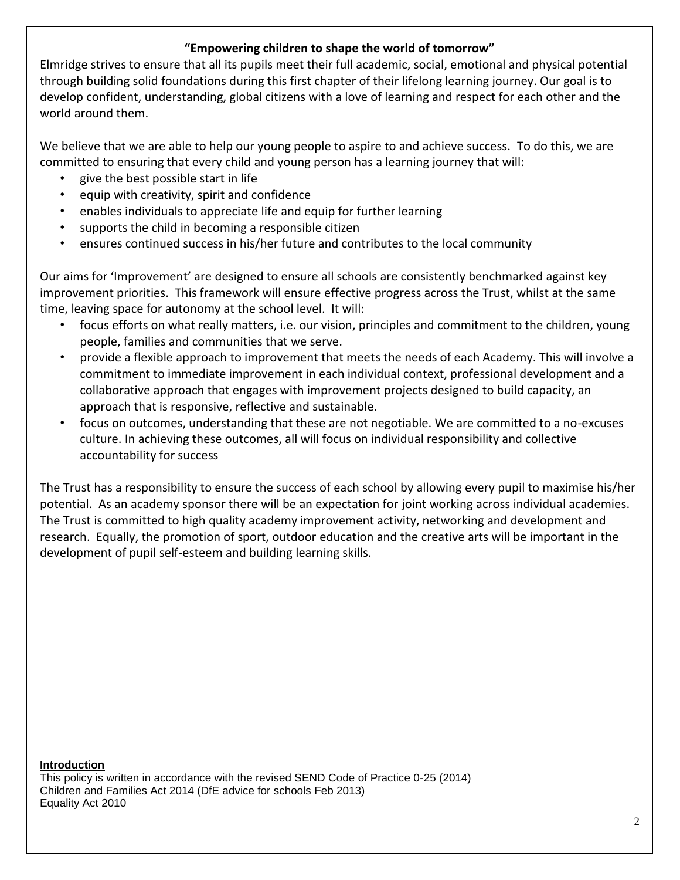**"Empowering children to shape the world of tomorrow"**

Elmridge strives to ensure that all its pupils meet their full academic, social, emotional and physical potential through building solid foundations during this first chapter of their lifelong learning journey. Our goal is to develop confident, understanding, global citizens with a love of learning and respect for each other and the world around them.

We believe that we are able to help our young people to aspire to and achieve success. To do this, we are committed to ensuring that every child and young person has a learning journey that will:

- give the best possible start in life
- equip with creativity, spirit and confidence
- enables individuals to appreciate life and equip for further learning
- supports the child in becoming a responsible citizen
- ensures continued success in his/her future and contributes to the local community

Our aims for 'Improvement' are designed to ensure all schools are consistently benchmarked against key improvement priorities. This framework will ensure effective progress across the Trust, whilst at the same time, leaving space for autonomy at the school level. It will:

- focus efforts on what really matters, i.e. our vision, principles and commitment to the children, young people, families and communities that we serve.
- provide a flexible approach to improvement that meets the needs of each Academy. This will involve a commitment to immediate improvement in each individual context, professional development and a collaborative approach that engages with improvement projects designed to build capacity, an approach that is responsive, reflective and sustainable.
- focus on outcomes, understanding that these are not negotiable. We are committed to a no-excuses culture. In achieving these outcomes, all will focus on individual responsibility and collective accountability for success

The Trust has a responsibility to ensure the success of each school by allowing every pupil to maximise his/her potential. As an academy sponsor there will be an expectation for joint working across individual academies. The Trust is committed to high quality academy improvement activity, networking and development and research. Equally, the promotion of sport, outdoor education and the creative arts will be important in the development of pupil self-esteem and building learning skills.

## Introduction

This policy is written in accordance with the revised SEND Code of Practice 0-25 (2014)
Children and Families Act 2014 (DfE advice for schools Feb 2013)
Equality Act 2010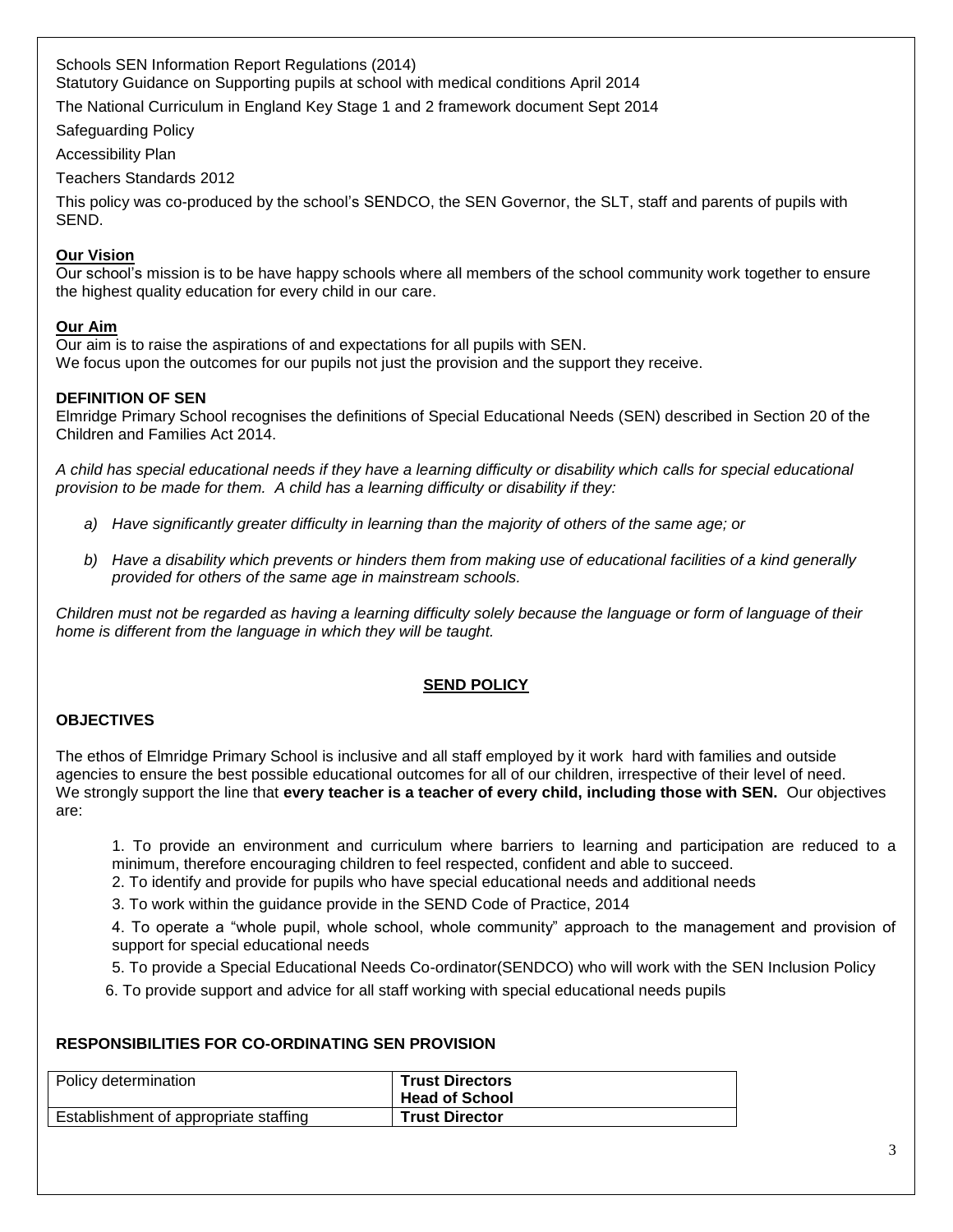Schools SEN Information Report Regulations (2014)
Statutory Guidance on Supporting pupils at school with medical conditions April 2014

The National Curriculum in England Key Stage 1 and 2 framework document Sept 2014

Safeguarding Policy

Accessibility Plan

Teachers Standards 2012

This policy was co-produced by the school's SENDCO, the SEN Governor, the SLT, staff and parents of pupils with SEND.

**Our Vision**

Our school's mission is to be have happy schools where all members of the school community work together to ensure the highest quality education for every child in our care.

**Our Aim**

Our aim is to raise the aspirations of and expectations for all pupils with SEN.
We focus upon the outcomes for our pupils not just the provision and the support they receive.

**DEFINITION OF SEN**

Elmridge Primary School recognises the definitions of Special Educational Needs (SEN) described in Section 20 of the Children and Families Act 2014.

*A child has special educational needs if they have a learning difficulty or disability which calls for special educational provision to be made for them. A child has a learning difficulty or disability if they:*

*a) Have significantly greater difficulty in learning than the majority of others of the same age; or*

*b) Have a disability which prevents or hinders them from making use of educational facilities of a kind generally provided for others of the same age in mainstream schools.*

*Children must not be regarded as having a learning difficulty solely because the language or form of language of their home is different from the language in which they will be taught.*

## SEND POLICY

**OBJECTIVES**

The ethos of Elmridge Primary School is inclusive and all staff employed by it work hard with families and outside agencies to ensure the best possible educational outcomes for all of our children, irrespective of their level of need.
We strongly support the line that **every teacher is a teacher of every child, including those with SEN.** Our objectives are:

1. To provide an environment and curriculum where barriers to learning and participation are reduced to a minimum, therefore encouraging children to feel respected, confident and able to succeed.
2. To identify and provide for pupils who have special educational needs and additional needs
3. To work within the guidance provide in the SEND Code of Practice, 2014
4. To operate a "whole pupil, whole school, whole community" approach to the management and provision of support for special educational needs
5. To provide a Special Educational Needs Co-ordinator(SENDCO) who will work with the SEN Inclusion Policy
6. To provide support and advice for all staff working with special educational needs pupils

**RESPONSIBILITIES FOR CO-ORDINATING SEN PROVISION**

| | |
|---|---|
| Policy determination | **Trust Directors** **Head of School** |
| Establishment of appropriate staffing | **Trust Director** |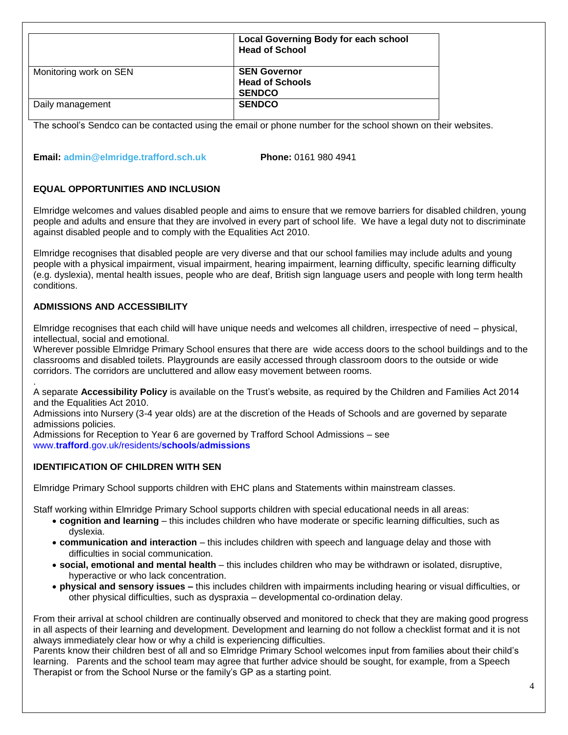| | **Local Governing Body for each school**<br>**Head of School** |
|---|---|
| Monitoring work on SEN | **SEN Governor**<br>**Head of Schools**<br>**SENDCO** |
| Daily management | **SENDCO** |

The school's Sendco can be contacted using the email or phone number for the school shown on their websites.

**Email:** **admin@elmridge.trafford.sch.uk** **Phone:** 0161 980 4941

## EQUAL OPPORTUNITIES AND INCLUSION

Elmridge welcomes and values disabled people and aims to ensure that we remove barriers for disabled children, young people and adults and ensure that they are involved in every part of school life. We have a legal duty not to discriminate against disabled people and to comply with the Equalities Act 2010.

Elmridge recognises that disabled people are very diverse and that our school families may include adults and young people with a physical impairment, visual impairment, hearing impairment, learning difficulty, specific learning difficulty (e.g. dyslexia), mental health issues, people who are deaf, British sign language users and people with long term health conditions.

## ADMISSIONS AND ACCESSIBILITY

Elmridge recognises that each child will have unique needs and welcomes all children, irrespective of need – physical, intellectual, social and emotional.
Wherever possible Elmridge Primary School ensures that there are wide access doors to the school buildings and to the classrooms and disabled toilets. Playgrounds are easily accessed through classroom doors to the outside or wide corridors. The corridors are uncluttered and allow easy movement between rooms.
.
A separate **Accessibility Policy** is available on the Trust's website, as required by the Children and Families Act 2014 and the Equalities Act 2010.
Admissions into Nursery (3-4 year olds) are at the discretion of the Heads of Schools and are governed by separate admissions policies.
Admissions for Reception to Year 6 are governed by Trafford School Admissions – see www.**trafford**.gov.uk/residents/**schools**/**admissions**

## IDENTIFICATION OF CHILDREN WITH SEN

Elmridge Primary School supports children with EHC plans and Statements within mainstream classes.

Staff working within Elmridge Primary School supports children with special educational needs in all areas:

- **cognition and learning** – this includes children who have moderate or specific learning difficulties, such as dyslexia.
- **communication and interaction** – this includes children with speech and language delay and those with difficulties in social communication.
- **social, emotional and mental health** – this includes children who may be withdrawn or isolated, disruptive, hyperactive or who lack concentration.
- **physical and sensory issues –** this includes children with impairments including hearing or visual difficulties, or other physical difficulties, such as dyspraxia – developmental co-ordination delay.

From their arrival at school children are continually observed and monitored to check that they are making good progress in all aspects of their learning and development. Development and learning do not follow a checklist format and it is not always immediately clear how or why a child is experiencing difficulties.
Parents know their children best of all and so Elmridge Primary School welcomes input from families about their child's learning. Parents and the school team may agree that further advice should be sought, for example, from a Speech Therapist or from the School Nurse or the family's GP as a starting point.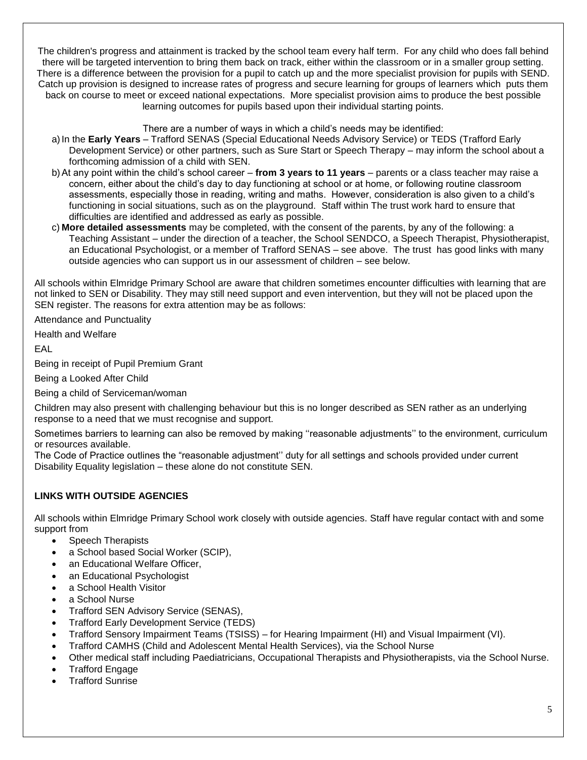The children's progress and attainment is tracked by the school team every half term. For any child who does fall behind there will be targeted intervention to bring them back on track, either within the classroom or in a smaller group setting. There is a difference between the provision for a pupil to catch up and the more specialist provision for pupils with SEND. Catch up provision is designed to increase rates of progress and secure learning for groups of learners which puts them back on course to meet or exceed national expectations. More specialist provision aims to produce the best possible learning outcomes for pupils based upon their individual starting points.

There are a number of ways in which a child's needs may be identified:

a) In the **Early Years** – Trafford SENAS (Special Educational Needs Advisory Service) or TEDS (Trafford Early Development Service) or other partners, such as Sure Start or Speech Therapy – may inform the school about a forthcoming admission of a child with SEN.
b) At any point within the child's school career – **from 3 years to 11 years** – parents or a class teacher may raise a concern, either about the child's day to day functioning at school or at home, or following routine classroom assessments, especially those in reading, writing and maths. However, consideration is also given to a child's functioning in social situations, such as on the playground. Staff within The trust work hard to ensure that difficulties are identified and addressed as early as possible.
c) **More detailed assessments** may be completed, with the consent of the parents, by any of the following: a Teaching Assistant – under the direction of a teacher, the School SENDCO, a Speech Therapist, Physiotherapist, an Educational Psychologist, or a member of Trafford SENAS – see above. The trust has good links with many outside agencies who can support us in our assessment of children – see below.

All schools within Elmridge Primary School are aware that children sometimes encounter difficulties with learning that are not linked to SEN or Disability. They may still need support and even intervention, but they will not be placed upon the SEN register. The reasons for extra attention may be as follows:

Attendance and Punctuality

Health and Welfare

EAL

Being in receipt of Pupil Premium Grant

Being a Looked After Child

Being a child of Serviceman/woman

Children may also present with challenging behaviour but this is no longer described as SEN rather as an underlying response to a need that we must recognise and support.

Sometimes barriers to learning can also be removed by making ''reasonable adjustments'' to the environment, curriculum or resources available.
The Code of Practice outlines the "reasonable adjustment'' duty for all settings and schools provided under current Disability Equality legislation – these alone do not constitute SEN.

**LINKS WITH OUTSIDE AGENCIES**

All schools within Elmridge Primary School work closely with outside agencies. Staff have regular contact with and some support from

- Speech Therapists
- a School based Social Worker (SCIP),
- an Educational Welfare Officer,
- an Educational Psychologist
- a School Health Visitor
- a School Nurse
- Trafford SEN Advisory Service (SENAS),
- Trafford Early Development Service (TEDS)
- Trafford Sensory Impairment Teams (TSISS) – for Hearing Impairment (HI) and Visual Impairment (VI).
- Trafford CAMHS (Child and Adolescent Mental Health Services), via the School Nurse
- Other medical staff including Paediatricians, Occupational Therapists and Physiotherapists, via the School Nurse.
- Trafford Engage
- Trafford Sunrise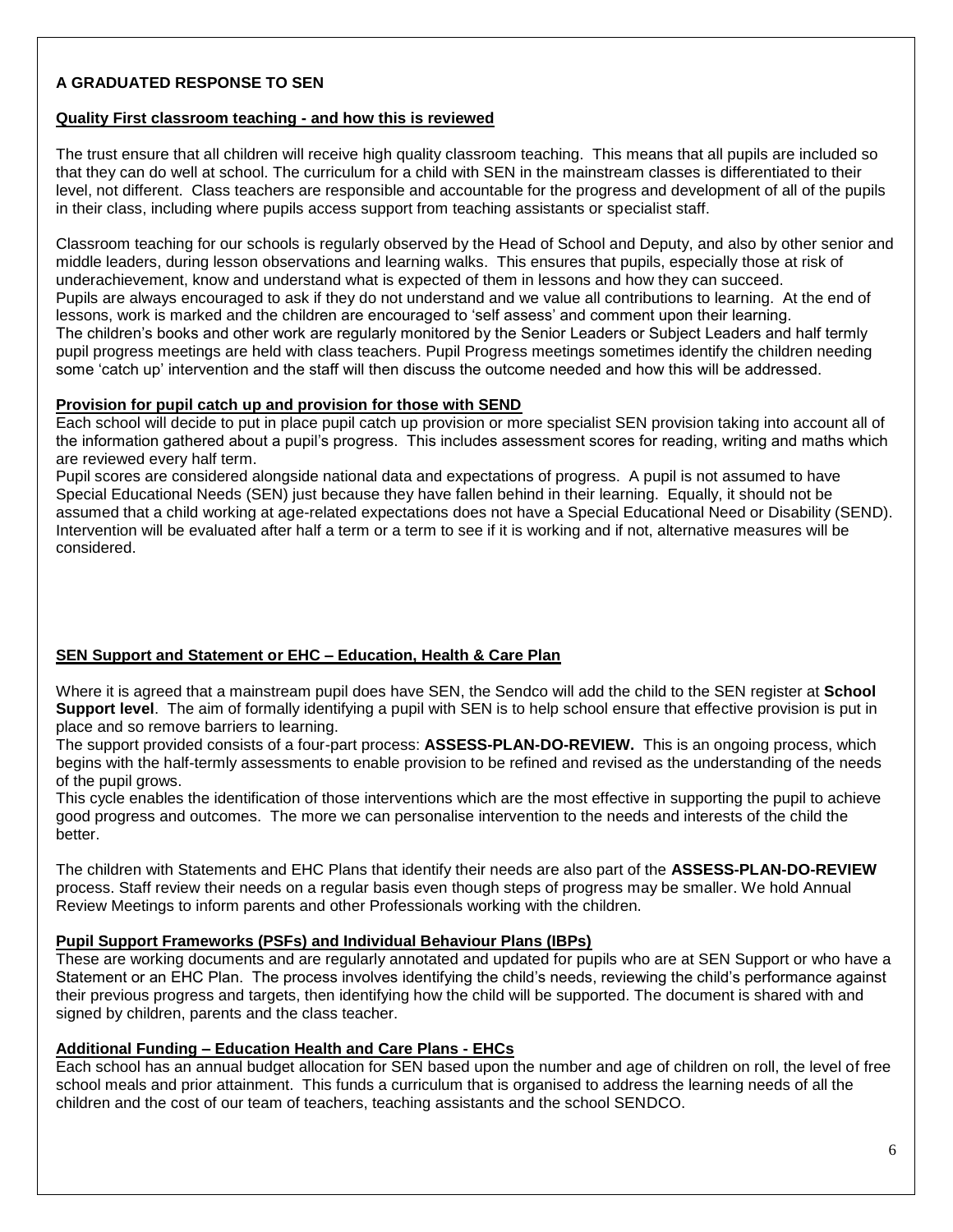## A GRADUATED RESPONSE TO SEN

### Quality First classroom teaching - and how this is reviewed

The trust ensure that all children will receive high quality classroom teaching. This means that all pupils are included so that they can do well at school. The curriculum for a child with SEN in the mainstream classes is differentiated to their level, not different. Class teachers are responsible and accountable for the progress and development of all of the pupils in their class, including where pupils access support from teaching assistants or specialist staff.

Classroom teaching for our schools is regularly observed by the Head of School and Deputy, and also by other senior and middle leaders, during lesson observations and learning walks. This ensures that pupils, especially those at risk of underachievement, know and understand what is expected of them in lessons and how they can succeed.
Pupils are always encouraged to ask if they do not understand and we value all contributions to learning. At the end of lessons, work is marked and the children are encouraged to 'self assess' and comment upon their learning.
The children's books and other work are regularly monitored by the Senior Leaders or Subject Leaders and half termly pupil progress meetings are held with class teachers. Pupil Progress meetings sometimes identify the children needing some 'catch up' intervention and the staff will then discuss the outcome needed and how this will be addressed.

### Provision for pupil catch up and provision for those with SEND

Each school will decide to put in place pupil catch up provision or more specialist SEN provision taking into account all of the information gathered about a pupil's progress. This includes assessment scores for reading, writing and maths which are reviewed every half term.
Pupil scores are considered alongside national data and expectations of progress. A pupil is not assumed to have Special Educational Needs (SEN) just because they have fallen behind in their learning. Equally, it should not be assumed that a child working at age-related expectations does not have a Special Educational Need or Disability (SEND). Intervention will be evaluated after half a term or a term to see if it is working and if not, alternative measures will be considered.

### SEN Support and Statement or EHC – Education, Health & Care Plan

Where it is agreed that a mainstream pupil does have SEN, the Sendco will add the child to the SEN register at **School Support level**. The aim of formally identifying a pupil with SEN is to help school ensure that effective provision is put in place and so remove barriers to learning.
The support provided consists of a four-part process: **ASSESS-PLAN-DO-REVIEW.** This is an ongoing process, which begins with the half-termly assessments to enable provision to be refined and revised as the understanding of the needs of the pupil grows.
This cycle enables the identification of those interventions which are the most effective in supporting the pupil to achieve good progress and outcomes. The more we can personalise intervention to the needs and interests of the child the better.

The children with Statements and EHC Plans that identify their needs are also part of the **ASSESS-PLAN-DO-REVIEW** process. Staff review their needs on a regular basis even though steps of progress may be smaller. We hold Annual Review Meetings to inform parents and other Professionals working with the children.

### Pupil Support Frameworks (PSFs) and Individual Behaviour Plans (IBPs)

These are working documents and are regularly annotated and updated for pupils who are at SEN Support or who have a Statement or an EHC Plan. The process involves identifying the child's needs, reviewing the child's performance against their previous progress and targets, then identifying how the child will be supported. The document is shared with and signed by children, parents and the class teacher.

### Additional Funding – Education Health and Care Plans - EHCs

Each school has an annual budget allocation for SEN based upon the number and age of children on roll, the level of free school meals and prior attainment. This funds a curriculum that is organised to address the learning needs of all the children and the cost of our team of teachers, teaching assistants and the school SENDCO.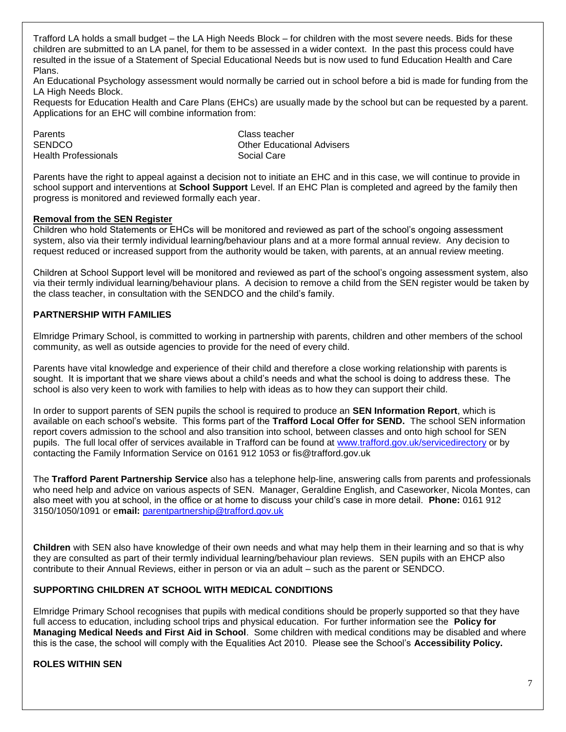Trafford LA holds a small budget – the LA High Needs Block – for children with the most severe needs. Bids for these children are submitted to an LA panel, for them to be assessed in a wider context. In the past this process could have resulted in the issue of a Statement of Special Educational Needs but is now used to fund Education Health and Care Plans.

An Educational Psychology assessment would normally be carried out in school before a bid is made for funding from the LA High Needs Block.

Requests for Education Health and Care Plans (EHCs) are usually made by the school but can be requested by a parent. Applications for an EHC will combine information from:

| | |
|---|---|
| Parents | Class teacher |
| SENDCO | Other Educational Advisers |
| Health Professionals | Social Care |

Parents have the right to appeal against a decision not to initiate an EHC and in this case, we will continue to provide in school support and interventions at **School Support** Level. If an EHC Plan is completed and agreed by the family then progress is monitored and reviewed formally each year.

**Removal from the SEN Register**

Children who hold Statements or EHCs will be monitored and reviewed as part of the school's ongoing assessment system, also via their termly individual learning/behaviour plans and at a more formal annual review. Any decision to request reduced or increased support from the authority would be taken, with parents, at an annual review meeting.

Children at School Support level will be monitored and reviewed as part of the school's ongoing assessment system, also via their termly individual learning/behaviour plans. A decision to remove a child from the SEN register would be taken by the class teacher, in consultation with the SENDCO and the child's family.

## PARTNERSHIP WITH FAMILIES

Elmridge Primary School, is committed to working in partnership with parents, children and other members of the school community, as well as outside agencies to provide for the need of every child.

Parents have vital knowledge and experience of their child and therefore a close working relationship with parents is sought. It is important that we share views about a child's needs and what the school is doing to address these. The school is also very keen to work with families to help with ideas as to how they can support their child.

In order to support parents of SEN pupils the school is required to produce an **SEN Information Report**, which is available on each school's website. This forms part of the **Trafford Local Offer for SEND.** The school SEN information report covers admission to the school and also transition into school, between classes and onto high school for SEN pupils. The full local offer of services available in Trafford can be found at www.trafford.gov.uk/servicedirectory or by contacting the Family Information Service on 0161 912 1053 or fis@trafford.gov.uk

The **Trafford Parent Partnership Service** also has a telephone help-line, answering calls from parents and professionals who need help and advice on various aspects of SEN. Manager, Geraldine English, and Caseworker, Nicola Montes, can also meet with you at school, in the office or at home to discuss your child's case in more detail. **Phone:** 0161 912 3150/1050/1091 or e**mail:** parentpartnership@trafford.gov.uk

**Children** with SEN also have knowledge of their own needs and what may help them in their learning and so that is why they are consulted as part of their termly individual learning/behaviour plan reviews. SEN pupils with an EHCP also contribute to their Annual Reviews, either in person or via an adult – such as the parent or SENDCO.

## SUPPORTING CHILDREN AT SCHOOL WITH MEDICAL CONDITIONS

Elmridge Primary School recognises that pupils with medical conditions should be properly supported so that they have full access to education, including school trips and physical education. For further information see the **Policy for Managing Medical Needs and First Aid in School**. Some children with medical conditions may be disabled and where this is the case, the school will comply with the Equalities Act 2010. Please see the School's **Accessibility Policy.**

## ROLES WITHIN SEN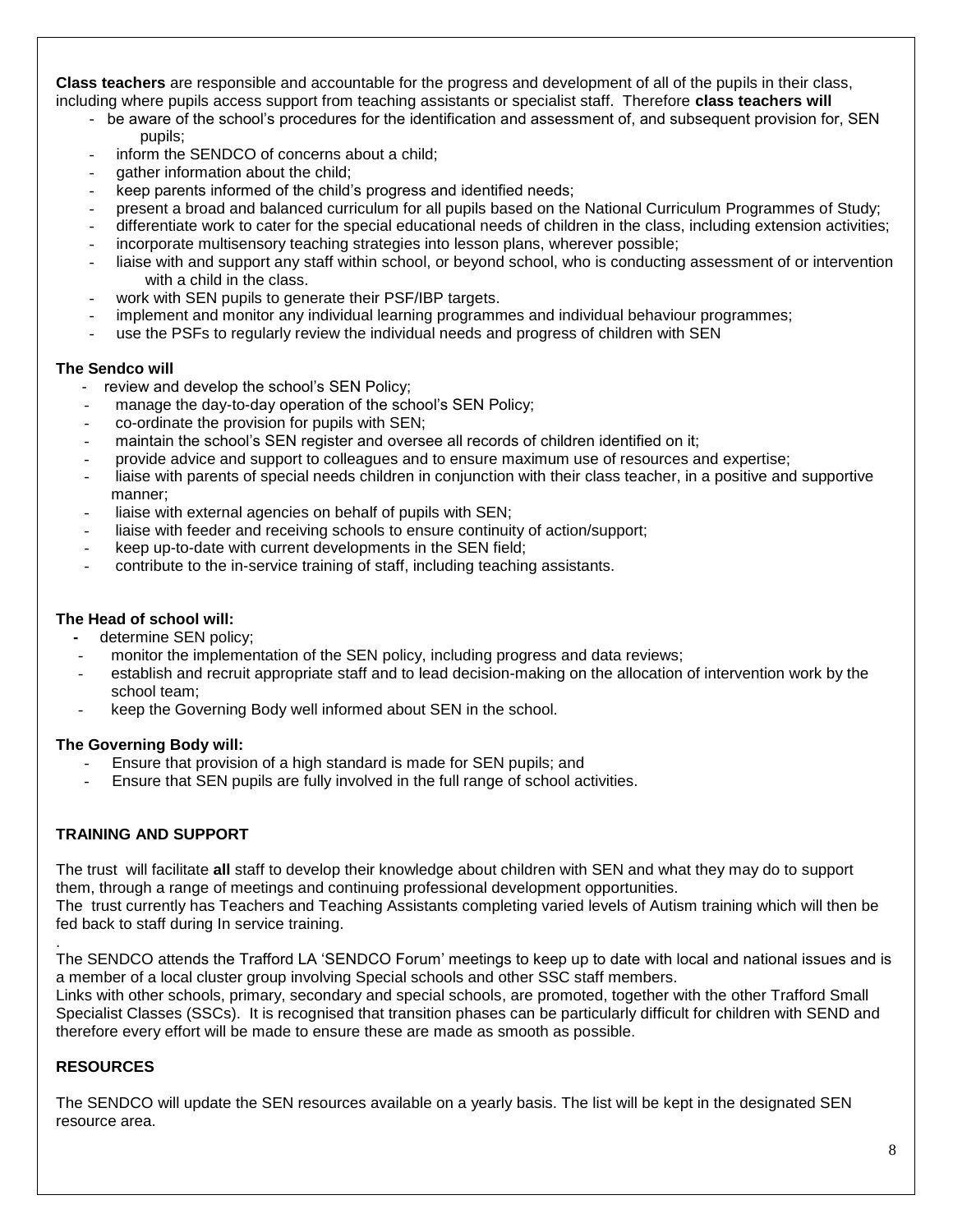**Class teachers** are responsible and accountable for the progress and development of all of the pupils in their class, including where pupils access support from teaching assistants or specialist staff. Therefore **class teachers will**

- be aware of the school's procedures for the identification and assessment of, and subsequent provision for, SEN pupils;
- inform the SENDCO of concerns about a child;
- gather information about the child;
- keep parents informed of the child's progress and identified needs;
- present a broad and balanced curriculum for all pupils based on the National Curriculum Programmes of Study;
- differentiate work to cater for the special educational needs of children in the class, including extension activities;
- incorporate multisensory teaching strategies into lesson plans, wherever possible;
- liaise with and support any staff within school, or beyond school, who is conducting assessment of or intervention with a child in the class.
- work with SEN pupils to generate their PSF/IBP targets.
- implement and monitor any individual learning programmes and individual behaviour programmes;
- use the PSFs to regularly review the individual needs and progress of children with SEN

**The Sendco will**

- review and develop the school's SEN Policy;
- manage the day-to-day operation of the school's SEN Policy;
- co-ordinate the provision for pupils with SEN;
- maintain the school's SEN register and oversee all records of children identified on it;
- provide advice and support to colleagues and to ensure maximum use of resources and expertise;
- liaise with parents of special needs children in conjunction with their class teacher, in a positive and supportive manner;
- liaise with external agencies on behalf of pupils with SEN;
- liaise with feeder and receiving schools to ensure continuity of action/support;
- keep up-to-date with current developments in the SEN field;
- contribute to the in-service training of staff, including teaching assistants.

**The Head of school will:**

- determine SEN policy;
- monitor the implementation of the SEN policy, including progress and data reviews;
- establish and recruit appropriate staff and to lead decision-making on the allocation of intervention work by the school team;
- keep the Governing Body well informed about SEN in the school.

**The Governing Body will:**

- Ensure that provision of a high standard is made for SEN pupils; and
- Ensure that SEN pupils are fully involved in the full range of school activities.

**TRAINING AND SUPPORT**

The trust will facilitate **all** staff to develop their knowledge about children with SEN and what they may do to support them, through a range of meetings and continuing professional development opportunities.
The trust currently has Teachers and Teaching Assistants completing varied levels of Autism training which will then be fed back to staff during In service training.

.
The SENDCO attends the Trafford LA 'SENDCO Forum' meetings to keep up to date with local and national issues and is a member of a local cluster group involving Special schools and other SSC staff members.
Links with other schools, primary, secondary and special schools, are promoted, together with the other Trafford Small Specialist Classes (SSCs). It is recognised that transition phases can be particularly difficult for children with SEND and therefore every effort will be made to ensure these are made as smooth as possible.

**RESOURCES**

The SENDCO will update the SEN resources available on a yearly basis. The list will be kept in the designated SEN resource area.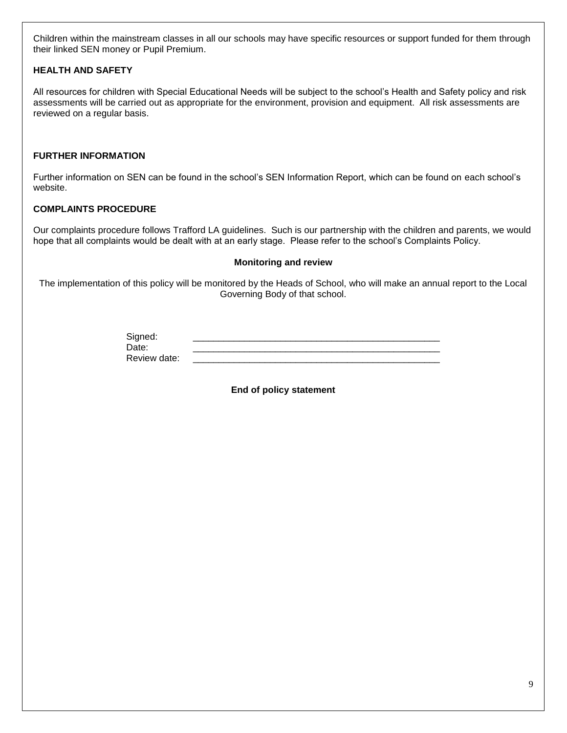Children within the mainstream classes in all our schools may have specific resources or support funded for them through their linked SEN money or Pupil Premium.

### HEALTH AND SAFETY

All resources for children with Special Educational Needs will be subject to the school's Health and Safety policy and risk assessments will be carried out as appropriate for the environment, provision and equipment. All risk assessments are reviewed on a regular basis.

### FURTHER INFORMATION

Further information on SEN can be found in the school's SEN Information Report, which can be found on each school's website.

### COMPLAINTS PROCEDURE

Our complaints procedure follows Trafford LA guidelines. Such is our partnership with the children and parents, we would hope that all complaints would be dealt with at an early stage. Please refer to the school's Complaints Policy.

**Monitoring and review**

The implementation of this policy will be monitored by the Heads of School, who will make an annual report to the Local Governing Body of that school.

Signed: ___________________________________________________

Date: ___________________________________________________

Review date: ___________________________________________________

**End of policy statement**